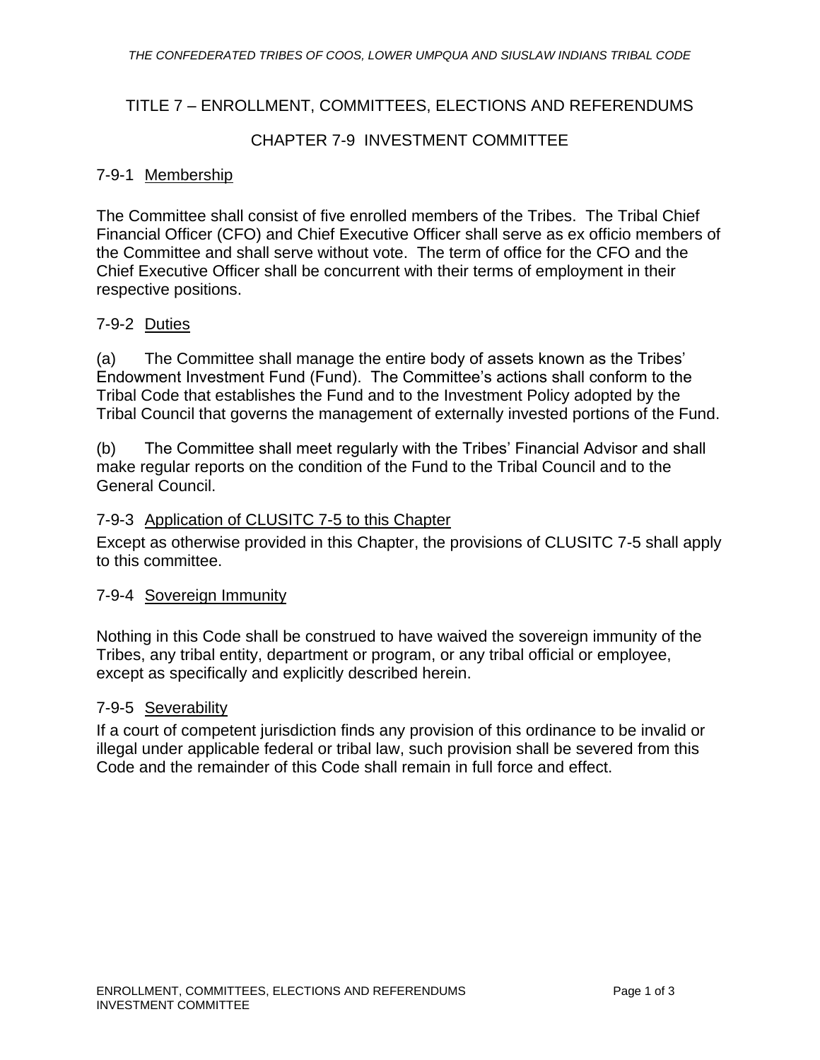# TITLE 7 – ENROLLMENT, COMMITTEES, ELECTIONS AND REFERENDUMS

## CHAPTER 7-9 INVESTMENT COMMITTEE

### 7-9-1 Membership

The Committee shall consist of five enrolled members of the Tribes. The Tribal Chief Financial Officer (CFO) and Chief Executive Officer shall serve as ex officio members of the Committee and shall serve without vote. The term of office for the CFO and the Chief Executive Officer shall be concurrent with their terms of employment in their respective positions.

### 7-9-2 Duties

(a) The Committee shall manage the entire body of assets known as the Tribes' Endowment Investment Fund (Fund). The Committee's actions shall conform to the Tribal Code that establishes the Fund and to the Investment Policy adopted by the Tribal Council that governs the management of externally invested portions of the Fund.

(b) The Committee shall meet regularly with the Tribes' Financial Advisor and shall make regular reports on the condition of the Fund to the Tribal Council and to the General Council.

### 7-9-3 Application of CLUSITC 7-5 to this Chapter

Except as otherwise provided in this Chapter, the provisions of CLUSITC 7-5 shall apply to this committee.

### 7-9-4 Sovereign Immunity

Nothing in this Code shall be construed to have waived the sovereign immunity of the Tribes, any tribal entity, department or program, or any tribal official or employee, except as specifically and explicitly described herein.

### 7-9-5 Severability

If a court of competent jurisdiction finds any provision of this ordinance to be invalid or illegal under applicable federal or tribal law, such provision shall be severed from this Code and the remainder of this Code shall remain in full force and effect.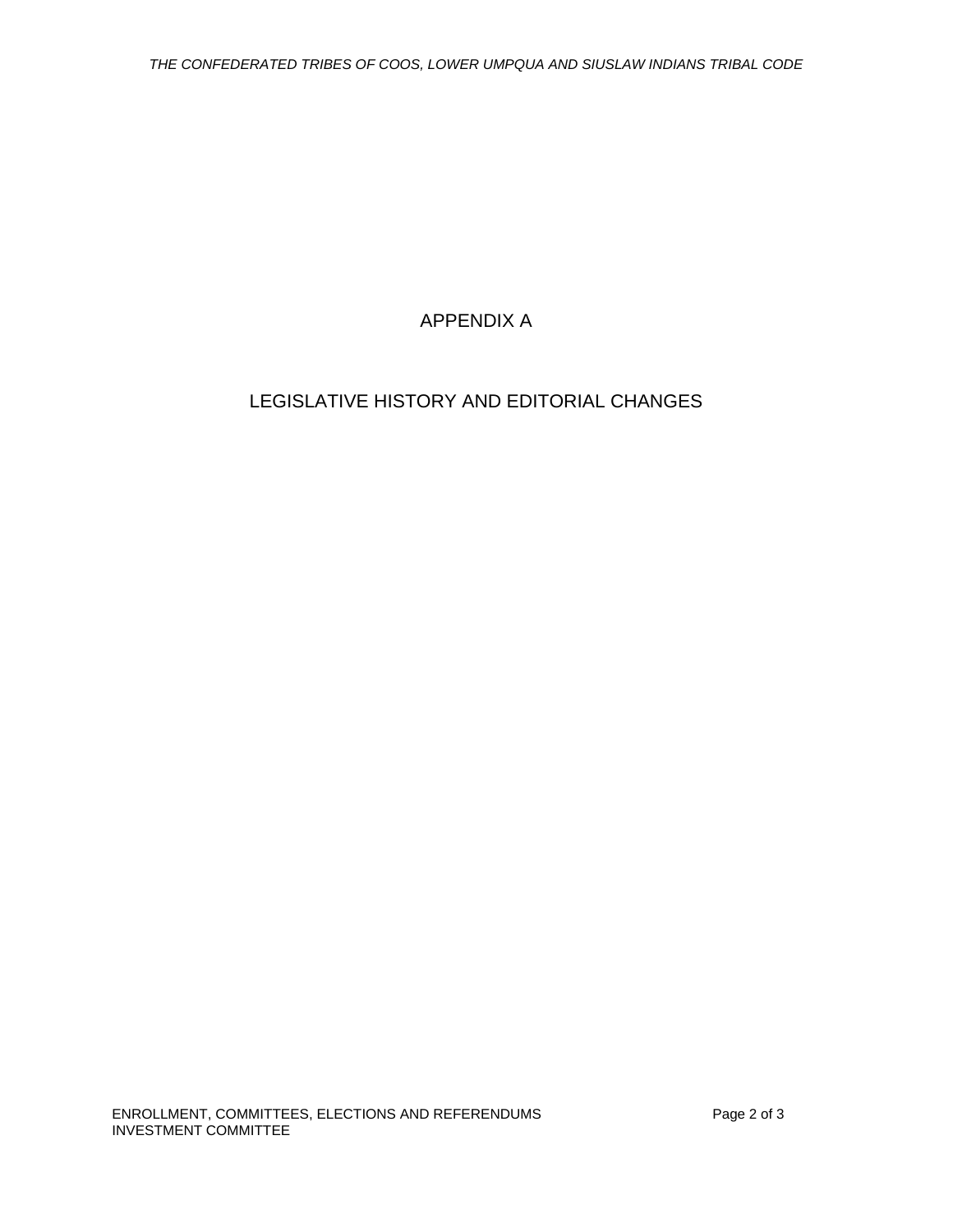# APPENDIX A

## LEGISLATIVE HISTORY AND EDITORIAL CHANGES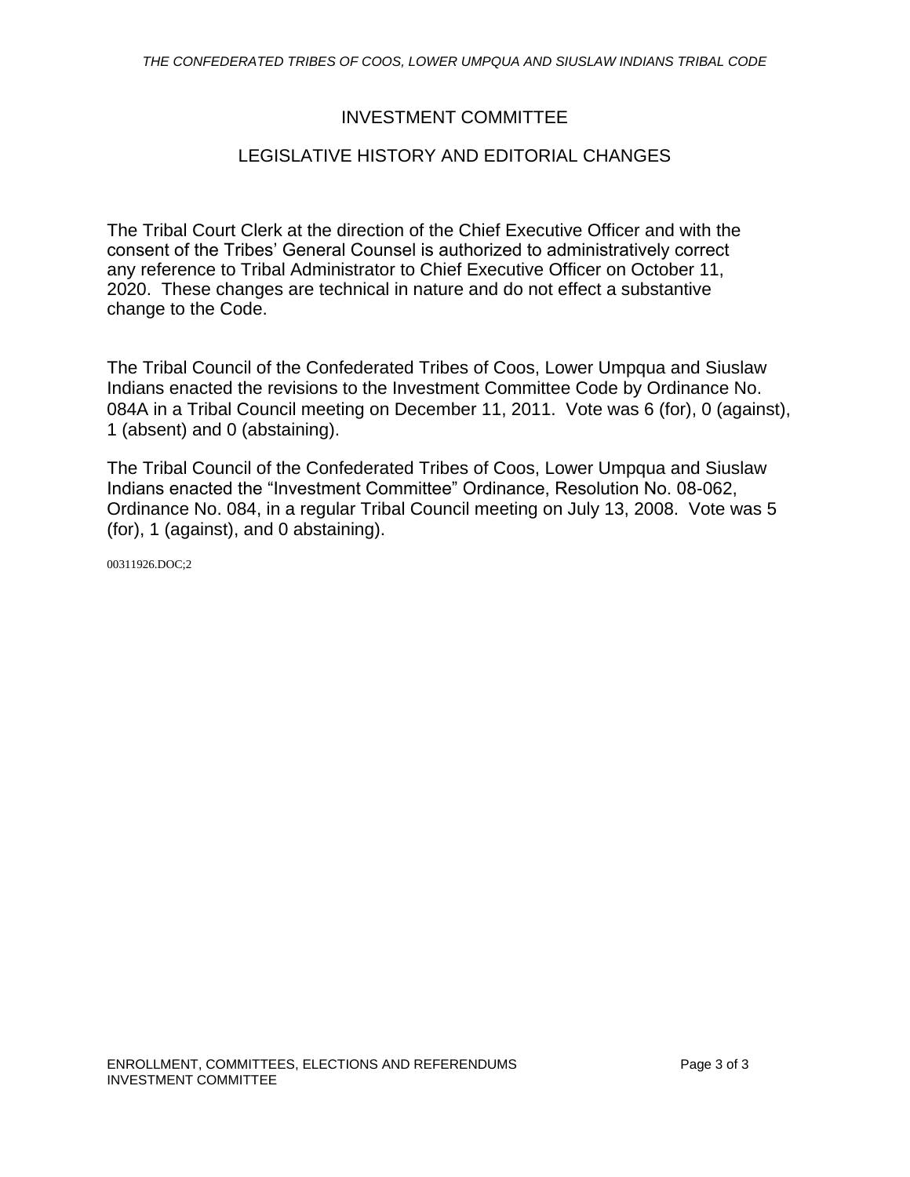## INVESTMENT COMMITTEE

## LEGISLATIVE HISTORY AND EDITORIAL CHANGES

The Tribal Court Clerk at the direction of the Chief Executive Officer and with the consent of the Tribes' General Counsel is authorized to administratively correct any reference to Tribal Administrator to Chief Executive Officer on October 11, 2020. These changes are technical in nature and do not effect a substantive change to the Code.

The Tribal Council of the Confederated Tribes of Coos, Lower Umpqua and Siuslaw Indians enacted the revisions to the Investment Committee Code by Ordinance No. 084A in a Tribal Council meeting on December 11, 2011. Vote was 6 (for), 0 (against), 1 (absent) and 0 (abstaining).

The Tribal Council of the Confederated Tribes of Coos, Lower Umpqua and Siuslaw Indians enacted the "Investment Committee" Ordinance, Resolution No. 08-062, Ordinance No. 084, in a regular Tribal Council meeting on July 13, 2008. Vote was 5 (for), 1 (against), and 0 abstaining).

00311926.DOC;2